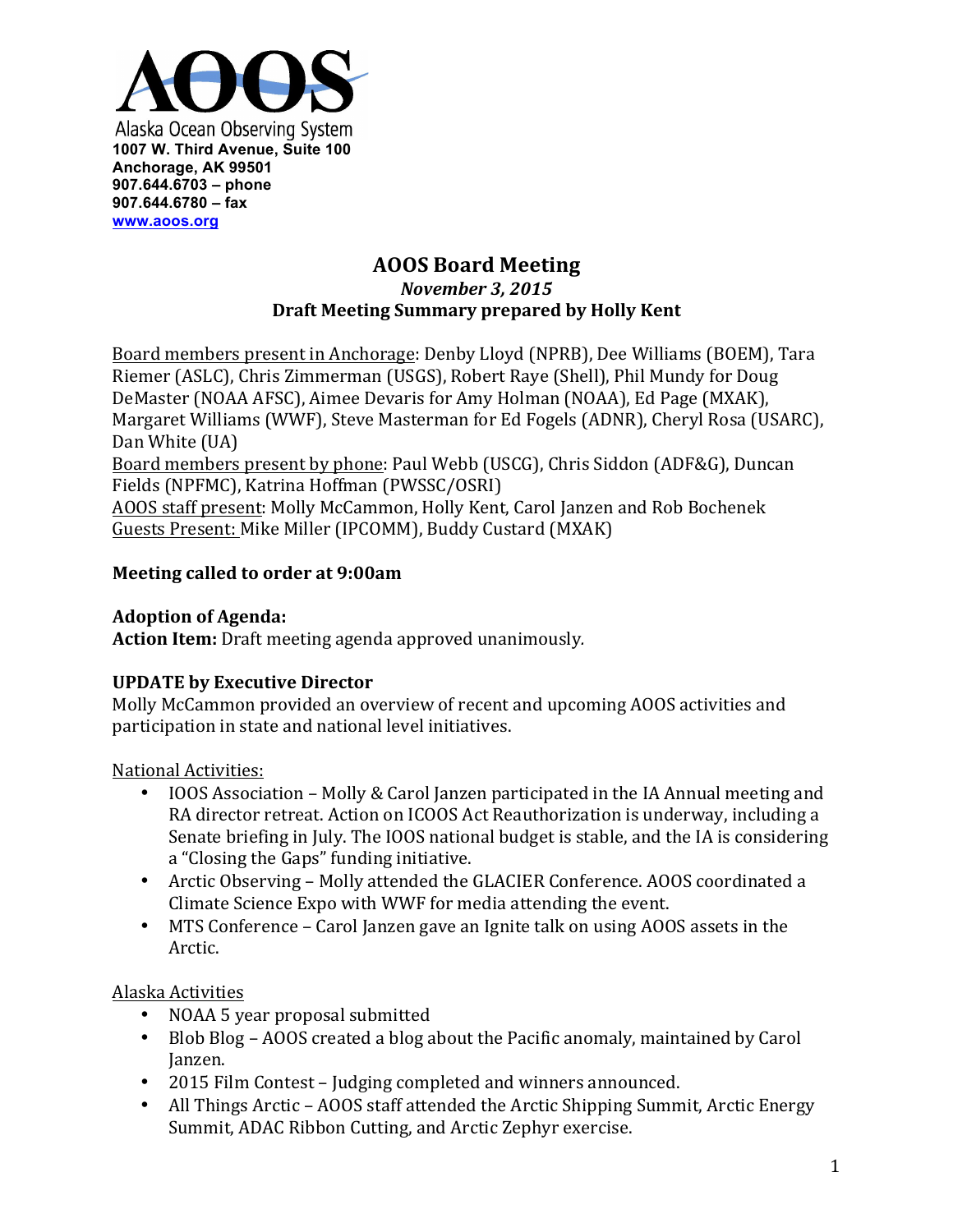AOOS

Alaska Ocean Observing System
**1007 W. Third Avenue, Suite 100**
**Anchorage, AK 99501**
**907.644.6703 – phone**
**907.644.6780 – fax**
**www.aoos.org**

# AOOS Board Meeting

***November 3, 2015***

**Draft Meeting Summary prepared by Holly Kent**

Board members present in Anchorage: Denby Lloyd (NPRB), Dee Williams (BOEM), Tara Riemer (ASLC), Chris Zimmerman (USGS), Robert Raye (Shell), Phil Mundy for Doug DeMaster (NOAA AFSC), Aimee Devaris for Amy Holman (NOAA), Ed Page (MXAK), Margaret Williams (WWF), Steve Masterman for Ed Fogels (ADNR), Cheryl Rosa (USARC), Dan White (UA)
Board members present by phone: Paul Webb (USCG), Chris Siddon (ADF&G), Duncan Fields (NPFMC), Katrina Hoffman (PWSSC/OSRI)
AOOS staff present: Molly McCammon, Holly Kent, Carol Janzen and Rob Bochenek
Guests Present: Mike Miller (IPCOMM), Buddy Custard (MXAK)

**Meeting called to order at 9:00am**

**Adoption of Agenda:**
**Action Item:** Draft meeting agenda approved unanimously.

**UPDATE by Executive Director**
Molly McCammon provided an overview of recent and upcoming AOOS activities and participation in state and national level initiatives.

National Activities:

- IOOS Association – Molly & Carol Janzen participated in the IA Annual meeting and RA director retreat. Action on ICOOS Act Reauthorization is underway, including a Senate briefing in July. The IOOS national budget is stable, and the IA is considering a "Closing the Gaps" funding initiative.
- Arctic Observing – Molly attended the GLACIER Conference. AOOS coordinated a Climate Science Expo with WWF for media attending the event.
- MTS Conference – Carol Janzen gave an Ignite talk on using AOOS assets in the Arctic.

Alaska Activities

- NOAA 5 year proposal submitted
- Blob Blog – AOOS created a blog about the Pacific anomaly, maintained by Carol Janzen.
- 2015 Film Contest – Judging completed and winners announced.
- All Things Arctic – AOOS staff attended the Arctic Shipping Summit, Arctic Energy Summit, ADAC Ribbon Cutting, and Arctic Zephyr exercise.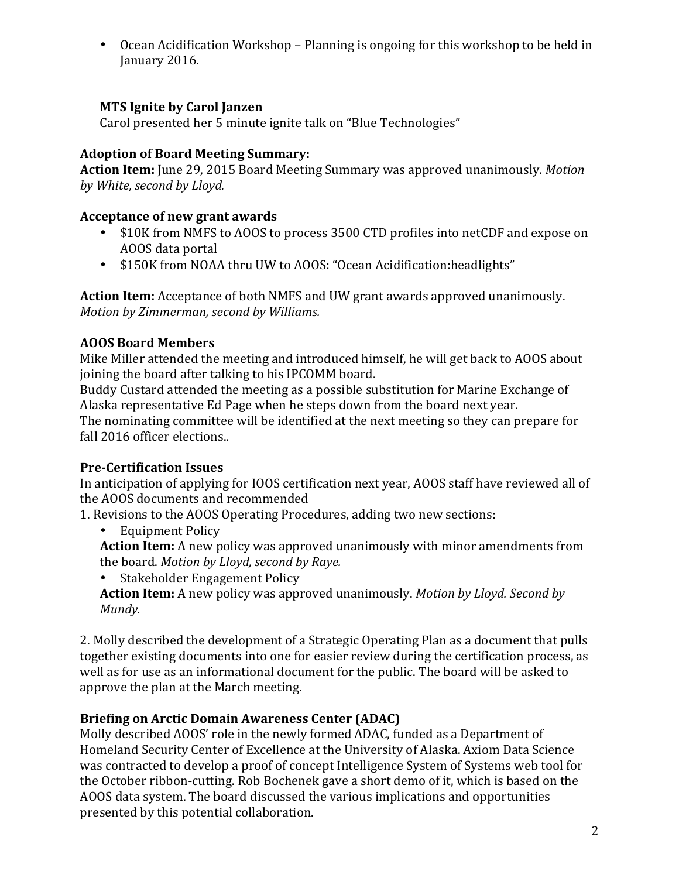- Ocean Acidification Workshop – Planning is ongoing for this workshop to be held in January 2016.

**MTS Ignite by Carol Janzen**

Carol presented her 5 minute ignite talk on "Blue Technologies"

**Adoption of Board Meeting Summary:**

**Action Item:** June 29, 2015 Board Meeting Summary was approved unanimously. *Motion by White, second by Lloyd.*

**Acceptance of new grant awards**

- $10K from NMFS to AOOS to process 3500 CTD profiles into netCDF and expose on AOOS data portal
- $150K from NOAA thru UW to AOOS: "Ocean Acidification:headlights"

**Action Item:** Acceptance of both NMFS and UW grant awards approved unanimously. *Motion by Zimmerman, second by Williams.*

**AOOS Board Members**

Mike Miller attended the meeting and introduced himself, he will get back to AOOS about joining the board after talking to his IPCOMM board.
Buddy Custard attended the meeting as a possible substitution for Marine Exchange of Alaska representative Ed Page when he steps down from the board next year.
The nominating committee will be identified at the next meeting so they can prepare for fall 2016 officer elections..

**Pre-Certification Issues**

In anticipation of applying for IOOS certification next year, AOOS staff have reviewed all of the AOOS documents and recommended

1. Revisions to the AOOS Operating Procedures, adding two new sections:
   - Equipment Policy

   **Action Item:** A new policy was approved unanimously with minor amendments from the board. *Motion by Lloyd, second by Raye.*
   - Stakeholder Engagement Policy

   **Action Item:** A new policy was approved unanimously. *Motion by Lloyd. Second by Mundy.*

2. Molly described the development of a Strategic Operating Plan as a document that pulls together existing documents into one for easier review during the certification process, as well as for use as an informational document for the public. The board will be asked to approve the plan at the March meeting.

**Briefing on Arctic Domain Awareness Center (ADAC)**

Molly described AOOS' role in the newly formed ADAC, funded as a Department of Homeland Security Center of Excellence at the University of Alaska. Axiom Data Science was contracted to develop a proof of concept Intelligence System of Systems web tool for the October ribbon-cutting. Rob Bochenek gave a short demo of it, which is based on the AOOS data system. The board discussed the various implications and opportunities presented by this potential collaboration.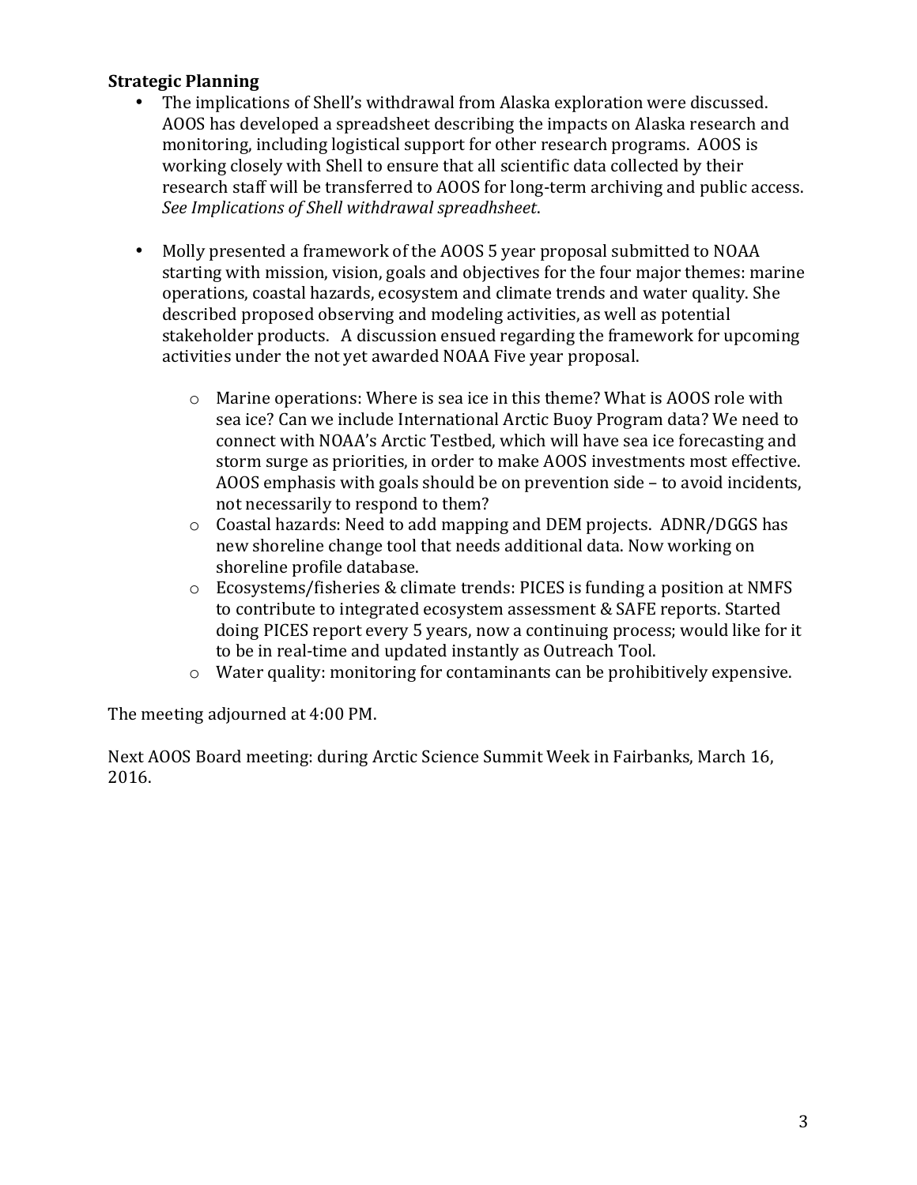**Strategic Planning**

- The implications of Shell's withdrawal from Alaska exploration were discussed. AOOS has developed a spreadsheet describing the impacts on Alaska research and monitoring, including logistical support for other research programs. AOOS is working closely with Shell to ensure that all scientific data collected by their research staff will be transferred to AOOS for long-term archiving and public access. *See Implications of Shell withdrawal spreadhsheet*.

- Molly presented a framework of the AOOS 5 year proposal submitted to NOAA starting with mission, vision, goals and objectives for the four major themes: marine operations, coastal hazards, ecosystem and climate trends and water quality. She described proposed observing and modeling activities, as well as potential stakeholder products. A discussion ensued regarding the framework for upcoming activities under the not yet awarded NOAA Five year proposal.

    - Marine operations: Where is sea ice in this theme? What is AOOS role with sea ice? Can we include International Arctic Buoy Program data? We need to connect with NOAA's Arctic Testbed, which will have sea ice forecasting and storm surge as priorities, in order to make AOOS investments most effective. AOOS emphasis with goals should be on prevention side – to avoid incidents, not necessarily to respond to them?
    - Coastal hazards: Need to add mapping and DEM projects. ADNR/DGGS has new shoreline change tool that needs additional data. Now working on shoreline profile database.
    - Ecosystems/fisheries & climate trends: PICES is funding a position at NMFS to contribute to integrated ecosystem assessment & SAFE reports. Started doing PICES report every 5 years, now a continuing process; would like for it to be in real-time and updated instantly as Outreach Tool.
    - Water quality: monitoring for contaminants can be prohibitively expensive.

The meeting adjourned at 4:00 PM.

Next AOOS Board meeting: during Arctic Science Summit Week in Fairbanks, March 16, 2016.